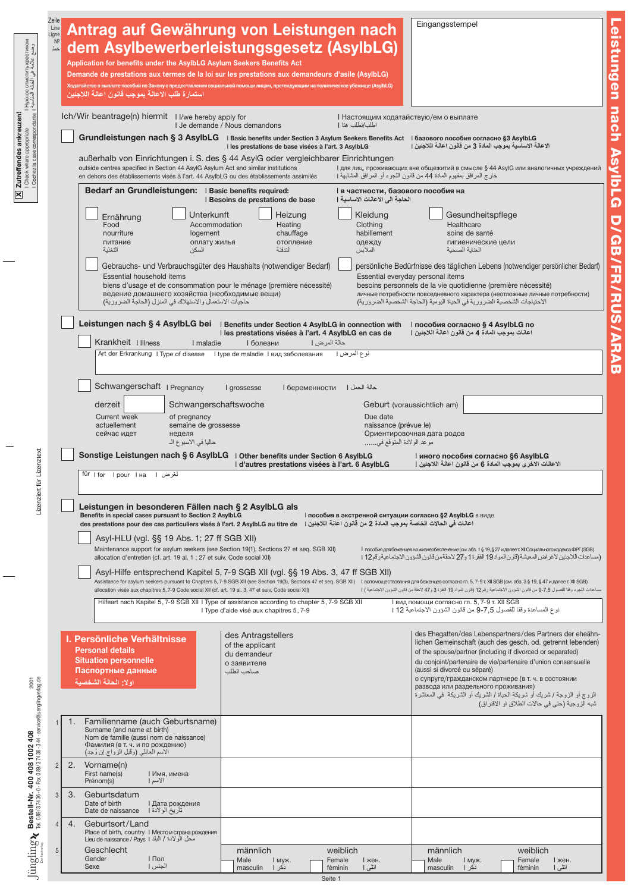# Antrag auf Gewährung von Leistungen nach dem Asylbewerberleistungsgesetz (AsylbLG)

**Application for benefits under the AsylbLG Asylum Seekers Benefits Act**

**Demande de prestations aux termes de la loi sur les prestations aux demandeurs d'asile (AsylbLG)**

**Ходатайство о выплате пособий по Закону о предоставлении социальной помощи лицам, претендующим на политическое убежище (AsylbLG)**

**استمارة طلب الاعانة بموجب قانون اعانة اللاجئين**

Eingangsstempel

Leistungen nach AsylbLG D/GB/FR/RUS/ARAB

☒ Zutreffendes ankreuzen! | Check where appropriate | Cochez la case correspondante | Нужное отметить крестиком | وضع علامة في الخانة المناسبة

Ich/Wir beantrage(n) hiermit | I/we hereby apply for | Je demande / Nous demandons | Настоящим ходатайствую/ем о выплате | اطلب/نطلب هنا

☐ **Grundleistungen nach § 3 AsylbLG** | Basic benefits under Section 3 Asylum Seekers Benefits Act | les prestations de base visées à l'art. 3 AsylbLG | базового пособия согласно §3 AsylbLG | الاعانة الاساسية بموجب المادة 3 من قانون اعانة اللاجئين

außerhalb von Einrichtungen i. S. des § 44 AsylG oder vergleichbarer Einrichtungen
outside centres specified in Section 44 AsylG Asylum Act and similar institutions
en dehors des établissements visés à l'art. 44 AsylbLG ou des établissements assimilés
| для лиц, проживающих вне общежитий в смысле § 44 AsylG или аналогичных учреждений
| خارج المرافق بمفهوم المادة 44 من قانون اللجوء أو المرافق المشابهة

**Bedarf an Grundleistungen:** | **Basic benefits required:** | **Besoins de base** | **в частности, базового пособия на** | **الحاجة الى الاعانات الاساسية**

☐ Ernährung — Food — nourriture — питание — التغذية
☐ Unterkunft — Accommodation — logement — оплату жилья — السكن
☐ Heizung — Heating — chauffage — отопление — التدفئة
☐ Kleidung — Clothing — habillement — одежду — الملابس
☐ Gesundheitspflege — Healthcare — soins de santé — гигиенические цели — العناية الصحية

☐ Gebrauchs- und Verbrauchsgüter des Haushalts (notwendiger Bedarf)
Essential household items
biens d'usage et de consommation pour le ménage (première nécessité)
ведение домашнего хозяйства (необходимые вещи)
حاجيات الاستعمال والاستهلاك في المنزل (الحاجة الضرورية)

☐ persönliche Bedürfnisse des täglichen Lebens (notwendiger persönlicher Bedarf)
Essential everyday personal items
besoins personnels de la vie quotidienne (première nécessité)
личные потребности повседневного характера (неотложные личные потребности)
الاحتياجات الشخصية الضرورية في الحياة اليومية (الحاجة الشخصية الضرورية)

☐ **Leistungen nach § 4 AsylbLG bei** | Benefits under Section 4 AsylbLG in connection with | les prestations visées à l'art. 4 AsylbLG en cas de | пособия согласно § 4 AsylbLG по | اعانات بموجب المادة 4 من قانون اعانة اللاجئين

☐ Krankheit | Illness | maladie | болезни | حالة المرض

Art der Erkrankung | Type of disease | type de maladie | вид заболевания | نوع المرض

☐ Schwangerschaft | Pregnancy | grossesse | беременности | حالة الحمل

derzeit ______ Schwangerschaftswoche
Current week of pregnancy
actuellement semaine de grossesse
сейчас идет неделя
حاليا في الاسبوع الـ

Geburt (voraussichtlich am) ______
Due date
naissance (prévue le)
Ориентировочная дата родов
موعد الولادة المتوقع في......

☐ **Sonstige Leistungen nach § 6 AsylbLG** | Other benefits under Section 6 AsylbLG | d'autres prestations visées à l'art. 6 AsylbLG | иного пособия согласно §6 AsylbLG | الاعانات الاخرى بموجب المادة 6 من قانون اعانة اللاجئين

für | for | pour | на | لغرض

☐ **Leistungen in besonderen Fällen nach § 2 AsylbLG als**
Benefits in special cases pursuant to Section 2 AsylbLG
des prestations pour des cas particuliers visés à l'art. 2 AsylbLG au titre de
| пособия в экстренной ситуации согласно §2 AsylbLG в виде
| اعانات في الحالات الخاصة بموجب المادة 2 من قانون اعانة اللاجئين

☐ Asyl-HLU (vgl. §§ 19 Abs. 1; 27 ff SGB XII)
Maintenance support for asylum seekers (see Section 19(1), Sections 27 et seq. SGB XII)
allocation d'entretien (cf. art. 19 al. 1 ; 27 et suiv. Code social XII)
| пособия для беженцев на жизнеобеспечение (см. абз. 1 § 19, § 27 и далее т. XII Социального кодекса ФРГ (SGB)
| مساعدات اللاجئين لاغراض المعيشة (قارن المواد 19 الفقرة 1 و27 لاحقة من قانون الشؤون الاجتماعية رقم 12)

☐ Asyl-Hilfe entsprechend Kapitel 5, 7-9 SGB XII (vgl. §§ 19 Abs. 3, 47 ff SGB XII)
Assistance for asylum seekers pursuant to Chapters 5, 7-9 SGB XII (see Section 19(3), Sections 47 et seq. SGB XII)
allocation visée aux chapitres 5, 7-9 Code social XII (cf. art. 19 al. 3, 47 et suiv. Code social XII)
| вспомоществования для беженцев согласно гл. 5, 7-9 т. XII SGB (см. абз. 3 § 19, § 47 и далее т. XII SGB)
| مساعدات اللجوء وفقا للفصول 5، 7-9 من قانون الشؤون الاجتماعية رقم 12 (قارن المواد 19 الفقرة 3 و47 لاحقة من قانون الشؤون الاجتماعية)

Hilfeart nach Kapitel 5, 7-9 SGB XII | Type of assistance according to chapter 5, 7-9 SGB XII | Type d'aide visé aux chapitres 5, 7-9 | вид помощи согласно гл. 5, 7-9 т. XII SGB | نوع المساعدة وفقا للفصول 5، 7-9 من قانون الشؤون الاجتماعية 12

## I. Persönliche Verhältnisse
**Personal details**
**Situation personnelle**
**Паспортные данные**
**اولا: الحالة الشخصية**

| Zeile | | des Antragstellers / of the applicant / du demandeur / о заявителе / صاحب الطلب | des Ehegatten/des Lebenspartners/der Partners der eheähnlichen Gemeinschaft (auch des gesch. od. getrennt lebenden) / of the spouse/partner (including if divorced or separated) / du conjoint/partenaire de vie/partenaire d'union consensuelle (aussi si divorcé ou séparé) / о супруге/гражданском партнере (в т. ч. в состоянии развода или раздельного проживания) / الزوج أو الزوجة / شريك أو شريكة الحياة / الشريك أو الشريكة في المعاشرة شبه الزوجية (حتى في حالات الطلاق او الافتراق) |
|---|---|---|---|
| 1 | 1. Familienname (auch Geburtsname) — Surname (and name at birth) — Nom de famille (aussi nom de naissance) — Фамилия (в т. ч. и по рождению) — الاسم العائلي (وقبل الزواج إن وُجد) | | |
| 2 | 2. Vorname(n) — First name(s) — Prénom(s) — Имя, имена — الاسم | | |
| 3 | 3. Geburtsdatum — Date of birth — Date de naissance — Дата рождения — تاريخ الولادة | | |
| 4 | 4. Geburtsort/Land — Place of birth, country — Lieu de naissance / Pays — Место и страна рождения — محل الولادة / البلد | | |
| 5 | Geschlecht — Gender — Sexe — Пол — الجنس | ☐ männlich / Male / masculin / муж. / ذكر ☐ weiblich / Female / féminin / жен. / انثى | ☐ männlich / Male / masculin / муж. / ذكر ☐ weiblich / Female / féminin / жен. / انثى |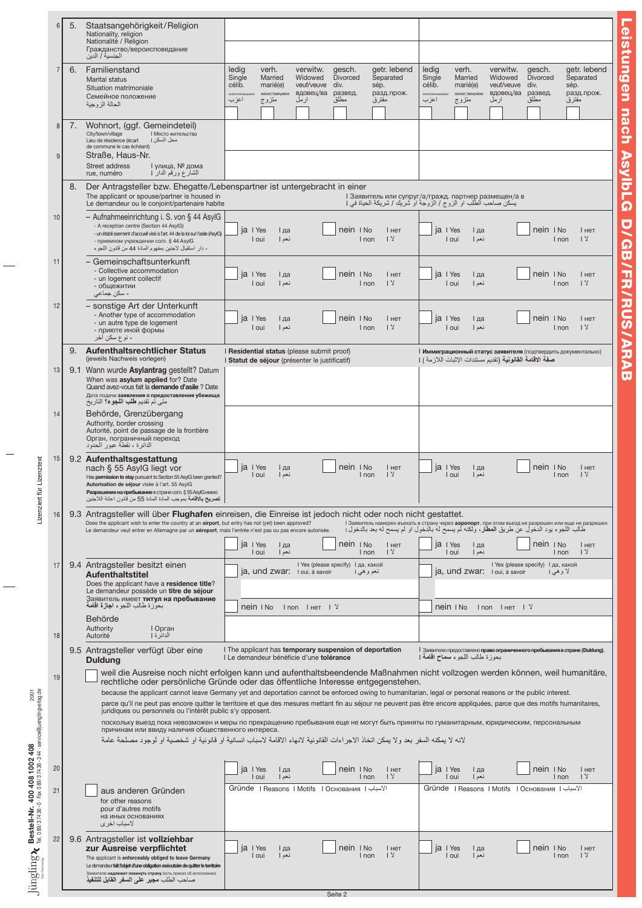| | | Antragsteller | Ehegatte/Lebenspartner |
|---|---|---|---|
| 6 | 5. Staatsangehörigkeit/Religion<br>Nationality, religion<br>Nationalité / Religion<br>Гражданство/вероисповедание<br>الجنسية / الدين | | |
| 7 | 6. Familienstand<br>Marital status<br>Situation matrimoniale<br>Семейное положение<br>الحالة الزوجية | ledig Single célib. холост/незамужем اعزب ☐ · verh. Married marié(e) женат/замужем متزوج ☐ · verwitw. Widowed veuf/veuve вдовец/ва ارمل ☐ · gesch. Divorced div. развед. مطلق ☐ · getr. lebend Separated sép. разд.прож. مفترق ☐ | ledig Single célib. холост/незамужем اعزب ☐ · verh. Married marié(e) женат/замужем متزوج ☐ · verwitw. Widowed veuf/veuve вдовец/ва ارمل ☐ · gesch. Divorced div. развед. مطلق ☐ · getr. lebend Separated sép. разд.прож. مفترق ☐ |
| 8 | 7. Wohnort, (ggf. Gemeindeteil)<br>City/town/village I Место жительства<br>Lieu de résidence (écart de commune le cas échéant) I محل السكن | | |
| 9 | Straße, Haus-Nr.<br>Street address I улица, № дома<br>rue, numéro I الشارع ورقم الدار | | |

8. Der Antragsteller bzw. Ehegatte/Lebenspartner ist untergebracht in einer
The applicant or spouse/partner is housed in I Заявитель или супруг/а/гражд. партнер размещен/а в
Le demandeur ou le conjoint/partenaire habite I يسكن صاحب الطلب او الزوج / الزوجة او شريك / شريكة الحياة في

| | | Antragsteller | Ehegatte/Lebenspartner |
|---|---|---|---|
| 10 | – Aufnahmeeinrichtung i. S. von § 44 AsylG<br>- A reception centre (Section 44 AsylG)<br>- un établissement d'accueil visé à l'art. 44 de la loi sur l'asile (AsylG)<br>- приемном учреждении согл. § 44 AsylG<br>- دار استقبال لاجئين بمفهوم المادة 44 من قانون اللجوء | ☐ ja I Yes I oui I да I نعم · ☐ nein I No I non I нет I لا | ☐ ja I Yes I oui I да I نعم · ☐ nein I No I non I нет I لا |
| 11 | – Gemeinschaftsunterkunft<br>- Collective accommodation<br>- un logement collectif<br>- общежитии<br>- سكن جماعي | ☐ ja I Yes I oui I да I نعم · ☐ nein I No I non I нет I لا | ☐ ja I Yes I oui I да I نعم · ☐ nein I No I non I нет I لا |
| 12 | – sonstige Art der Unterkunft<br>- Another type of accommodation<br>- un autre type de logement<br>- приюте иной формы<br>- نوع سكن آخر | ☐ ja I Yes I oui I да I نعم · ☐ nein I No I non I нет I لا | ☐ ja I Yes I oui I да I نعم · ☐ nein I No I non I нет I لا |
| | 9. **Aufenthaltsrechtlicher Status**<br>(jeweils Nachweis vorlegen) | I **Residential status** (please submit proof)<br>I **Statut de séjour** (présenter le justificatif) | I **Иммиграционный статус заявителя** (подтвердить документально)<br>I **صفة الاقامة القانونية** (تقديم مستندات الإثبات اللازمة) |
| 13 | 9.1 Wann wurde **Asylantrag** gestellt? Datum<br>When was **asylum applied** for? Date<br>Quand avez-vous fait la **demande d'asile** ? Date<br>Дата подачи **заявления о предоставления убежища**<br>متى تم تقديم **طلب اللجوء**؟ التاريخ | | |
| 14 | Behörde, Grenzübergang<br>Authority, border crossing<br>Autorité, point de passage de la frontière<br>Орган, пограничный переход<br>الدائرة ، نقطة عبور الحدود | | |
| 15 | 9.2 **Aufenthaltsgestattung** nach § 55 AsylG liegt vor<br>Has **permission to stay** pursuant to Section 55 AsylG been granted?<br>**Autorisation de séjour** visée à l'art. 55 AsylG<br>**Разрешение на пребывание** в стране согл. § 55 AsylG имею<br>**تصريح بالاقامة** بموجب المادة 55 من قانون اغاثة اللاجئين | ☐ ja I Yes I oui I да I نعم · ☐ nein I No I non I нет I لا | ☐ ja I Yes I oui I да I نعم · ☐ nein I No I non I нет I لا |

16 9.3 Antragsteller will über **Flughafen** einreisen, die Einreise ist jedoch nicht oder noch nicht gestattet.
Does the applicant wish to enter the country at an **airport**, but entry has not (yet) been approved? I Заявитель намерен въехать в страну через **аэропорт**, при этом въезд не разрешен или еще не разрешен
Le demandeur veut entrer en Allemagne par un **aéroport**, mais l'entrée n'est pas ou pas encore autorisée. I طالب اللجوء يود الدخول عن طريق **المطار**، ولكنه لم يسمح له بالدخول او لم يسمح له بعد بالدخول

| | | Antragsteller | Ehegatte/Lebenspartner |
|---|---|---|---|
| | | ☐ ja I Yes I oui I да I نعم · ☐ nein I No I non I нет I لا | ☐ ja I Yes I oui I да I نعم · ☐ nein I No I non I нет I لا |
| 17 | 9.4 Antragsteller besitzt einen **Aufenthaltstitel**<br>Does the applicant have a **residence title**?<br>Le demandeur possède un **titre de séjour**<br>Заявитель имеет **титул на пребывание**<br>بحوزة طالب اللجوء **اجازة اقامة** | ja, und zwar: I Yes (please specify) I oui, à savoir I да, какой I نعم وهي<br><br>nein I No I non I нет I لا | ja, und zwar: I Yes (please specify) I oui, à savoir I да, какой I لا وهي<br><br>nein I No I non I нет I لا |
| 18 | Behörde<br>Authority I Орган<br>Autorité I الدائرة | | |
| | 9.5 Antragsteller verfügt über eine **Duldung** | I The applicant has **temporary suspension of deportation**<br>I Le demandeur bénéficie d'une **tolérance** | I Заявителю предоставлено **право ограниченного пребывания в стране (Duldung)**,<br>I بحوزة طالب اللجوء **سماح اقامة** |

19 ☐ weil die Ausreise noch nicht erfolgen kann und aufenthaltsbeendende Maßnahmen nicht vollzogen werden können, weil humanitäre, rechtliche oder persönliche Gründe oder das öffentliche Interesse entgegenstehen.
because the applicant cannot leave Germany yet and deportation cannot be enforced owing to humanitarian, legal or personal reasons or the public interest.
parce qu'il ne peut pas encore quitter le territoire et que des mesures mettant fin au séjour ne peuvent pas être encore appliquées, parce que des motifs humanitaires, juridiques ou personnels ou l'intérêt public s'y opposent.
поскольку выезд пока невозможен и меры по прекращению пребывания еще не могут быть приняты по гуманитарным, юридическим, персональным причинам или ввиду наличия общественного интереса.
لانه لا يمكنه السفر بعد ولا يمكن اتخاذ الاجراءات القانونية لانهاء الاقامة لاسباب انسانية او قانونية او شخصية او لوجود مصلحة عامة

| | | Antragsteller | Ehegatte/Lebenspartner |
|---|---|---|---|
| 20 | | ☐ ja I Yes I oui I да I نعم · ☐ nein I No I non I нет I لا | ☐ ja I Yes I oui I да I نعم · ☐ nein I No I non I нет I لا |
| 21 | ☐ aus anderen Gründen<br>for other reasons<br>pour d'autres motifs<br>на иных основаниях<br>لاسباب اخرى | Gründe I Reasons I Motifs I Основания I الاسباب | Gründe I Reasons I Motifs I Основания I الاسباب |
| 22 | 9.6 Antragsteller ist **vollziehbar zur Ausreise verpflichtet**<br>The applicant is **enforceably obliged to leave Germany**<br>Le demandeur **fait l'objet d'une obligation exécutoire de quitter le territoire**<br>Заявителю **надлежит покинуть страну** (есть приказ об исполнении)<br>صاحب الطلب **مجبر على السفر القابل للتنفيذ** | ☐ ja I Yes I oui I да I نعم · ☐ nein I No I non I нет I لا | ☐ ja I Yes I oui I да I نعم · ☐ nein I No I non I нет I لا |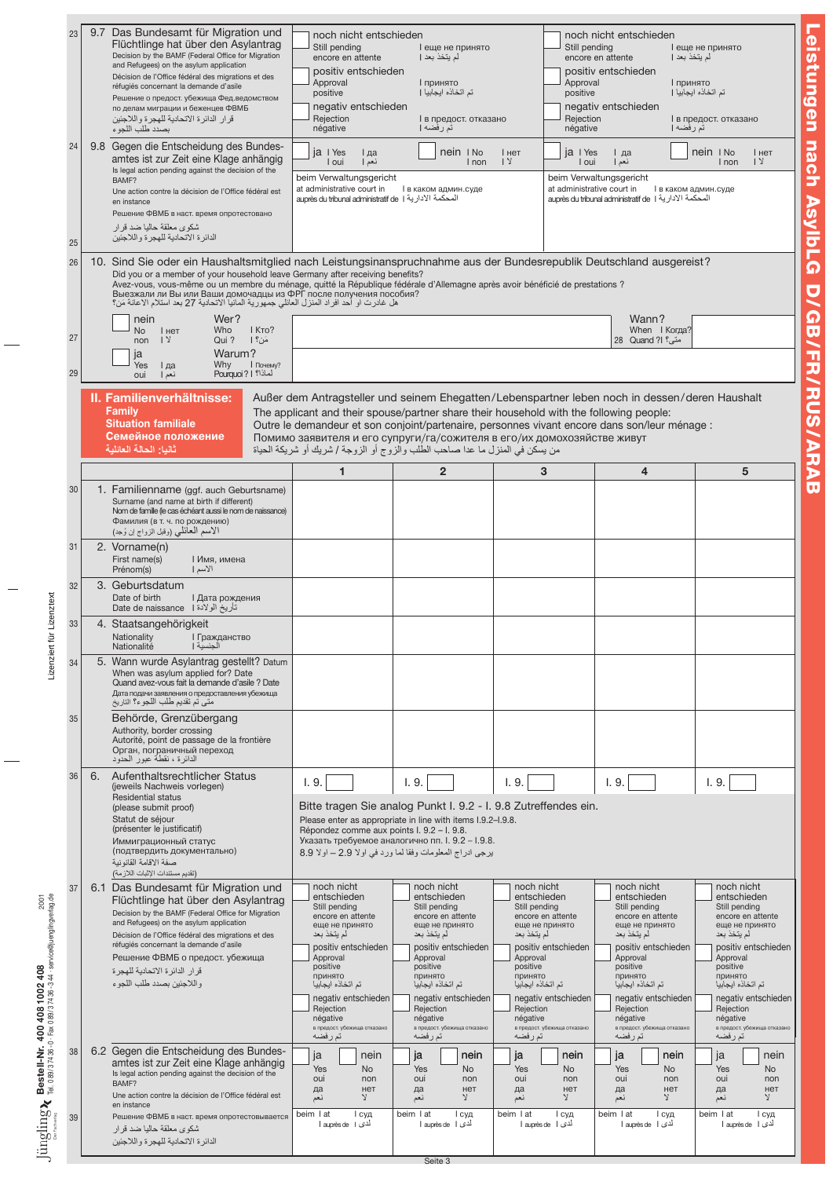| | 9.7 Das Bundesamt für Migration und Flüchtlinge hat über den Asylantrag<br>Decision by the BAMF (Federal Office for Migration and Refugees) on the asylum application<br>Décision de l'Office fédéral des migrations et des réfugiés concernant la demande d'asile<br>Решение о предост. убежища Фед.ведомством по делам миграции и беженцев ФВМБ<br>قرار الدائرة الاتحادية للهجرة واللاجئين بصدد طلب اللجوء | noch nicht entschieden<br>Still pending \| еще не принято<br>encore en attente \| لم يتخذ بعد<br>positiv entschieden<br>Approval \| принято<br>positive \| تم اتخاذه ايجابيا<br>negativ entschieden<br>Rejection \| в предост. отказано<br>négative \| تم رفضه | noch nicht entschieden<br>Still pending \| еще не принято<br>encore en attente \| لم يتخذ بعد<br>positiv entschieden<br>Approval \| принято<br>positive \| تم اتخاذه ايجابيا<br>negativ entschieden<br>Rejection \| в предост. отказано<br>négative \| تم رفضه |
|---|---|---|---|
| 24 | 9.8 Gegen die Entscheidung des Bundesamtes ist zur Zeit eine Klage anhängig<br>Is legal action pending against the decision of the BAMF?<br>Une action contre la décision de l'Office fédéral est en instance<br>Решение ФВМБ в наст. время опротестовано<br>شكوى معلقة حاليا ضد قرار الدائرة الاتحادية للهجرة واللاجئين | ja \| Yes \| да \| oui \| نعم &nbsp; nein \| No \| нет \| non \| لا<br>beim Verwaltungsgericht<br>at administrative court in \| в каком админ.суде<br>auprès du tribunal administratif de \| المحكمة الادارية | ja \| Yes \| да \| oui \| نعم &nbsp; nein \| No \| нет \| non \| لا<br>beim Verwaltungsgericht<br>at administrative court in \| в каком админ.суде<br>auprès du tribunal administratif de \| المحكمة الادارية |

**10. Sind Sie oder ein Haushaltsmitglied nach Leistungsinanspruchnahme aus der Bundesrepublik Deutschland ausgereist?**
Did you or a member of your household leave Germany after receiving benefits?
Avez-vous, vous-même ou un membre du ménage, quitté la République fédérale d'Allemagne après avoir bénéficié de prestations ?
Выезжали ли Вы или Ваши домочадцы из ФРГ после получения пособия?
هل غادرت او أحد افراد المنزل العائلي جمهورية المانيا الاتحادية بعد استلام الاعانة من؟

| | | |
|---|---|---|
| nein \| No \| нет \| non \| لا | Wer? Who \| Кто? Qui ? \| من؟ | Wann? When \| Когда? Quand ? \| متى؟ |
| ja \| Yes \| да \| oui \| نعم | Warum? Why \| Почему? Pourquoi ? \| لماذا؟ | |

## II. Familienverhältnisse: / Family / Situation familiale / Семейное положение / ثانيا: الحالة العائلية

Außer dem Antragsteller und seinem Ehegatten/Lebenspartner leben noch in dessen/deren Haushalt
The applicant and their spouse/partner share their household with the following people:
Outre le demandeur et son conjoint/partenaire, personnes vivant encore dans son/leur ménage :
Помимо заявителя и его супруги/га/сожителя в его/их домохозяйстве живут
من يسكن في المنزل ما عدا صاحب الطلب والزوج أو الزوجة / شريك أو شريكة الحياة

| | 1 | 2 | 3 | 4 | 5 |
|---|---|---|---|---|---|
| 1. Familienname (ggf. auch Geburtsname)<br>Surname (and name at birth if different)<br>Nom de famille (le cas échéant aussi le nom de naissance)<br>Фамилия (в т. ч. по рождению)<br>الاسم العائلي (وقبل الزواج ان وُجد) | | | | | |
| 2. Vorname(n)<br>First name(s) \| Имя, имена<br>Prénom(s) \| الاسم | | | | | |
| 3. Geburtsdatum<br>Date of birth \| Дата рождения<br>Date de naissance \| تاريخ الولادة | | | | | |
| 4. Staatsangehörigkeit<br>Nationality \| Гражданство<br>Nationalité \| الجنسية | | | | | |
| 5. Wann wurde Asylantrag gestellt? Datum<br>When was asylum applied for? Date<br>Quand avez-vous fait la demande d'asile ? Date<br>Дата подачи заявления о предоставления убежища<br>متى تم تقديم طلب اللجوء؟ التاريخ | | | | | |
| Behörde, Grenzübergang<br>Authority, border crossing<br>Autorité, point de passage de la frontière<br>Орган, пограничный переход<br>الدائرة ، نقطة عبور الحدود | | | | | |
| 6. Aufenthaltsrechtlicher Status (jeweils Nachweis vorlegen)<br>Residential status (please submit proof)<br>Statut de séjour (présenter le justificatif)<br>Иммиграционный статус (подтвердить документально)<br>صفة الاقامة القانونية (تقديم مستندات الاثبات اللازمة) | I. 9. | I. 9. | I. 9. | I. 9. | I. 9. |
| | Bitte tragen Sie analog Punkt I. 9.2 - I. 9.8 Zutreffendes ein.<br>Please enter as appropriate in line with items I.9.2–I.9.8.<br>Répondez comme aux points I. 9.2 – I. 9.8.<br>Указать требуемое аналогично пп. I. 9.2 – I.9.8.<br>يرجى ادراج المعلومات وفقا لما ورد في اولا 9.2 – اولا 8.9 | | | | |
| 6.1 Das Bundesamt für Migration und Flüchtlinge hat über den Asylantrag<br>Decision by the BAMF (Federal Office for Migration and Refugees) on the asylum application<br>Décision de l'Office fédéral des migrations et des réfugiés concernant la demande d'asile<br>Решение ФВМБ о предост. убежища<br>قرار الدائرة الاتحادية للهجرة واللاجئين بصدد طلب اللجوء | noch nicht entschieden<br>Still pending<br>encore en attente<br>еще не принято<br>لم يتخذ بعد<br>positiv entschieden<br>Approval<br>positive<br>принято<br>تم اتخاذه ايجابيا<br>negativ entschieden<br>Rejection<br>négative<br>в предост. убежища отказано<br>تم رفضه | noch nicht entschieden<br>Still pending<br>encore en attente<br>еще не принято<br>لم يتخذ بعد<br>positiv entschieden<br>Approval<br>positive<br>принято<br>تم اتخاذه ايجابيا<br>negativ entschieden<br>Rejection<br>négative<br>в предост. убежища отказано<br>تم رفضه | noch nicht entschieden<br>Still pending<br>encore en attente<br>еще не принято<br>لم يتخذ بعد<br>positiv entschieden<br>Approval<br>positive<br>принято<br>تم اتخاذه ايجابيا<br>negativ entschieden<br>Rejection<br>négative<br>в предост. убежища отказано<br>تم رفضه | noch nicht entschieden<br>Still pending<br>encore en attente<br>еще не принято<br>لم يتخذ بعد<br>positiv entschieden<br>Approval<br>positive<br>принято<br>تم اتخاذه ايجابيا<br>negativ entschieden<br>Rejection<br>négative<br>в предост. убежища отказано<br>تم رفضه | noch nicht entschieden<br>Still pending<br>encore en attente<br>еще не принято<br>لم يتخذ بعد<br>positiv entschieden<br>Approval<br>positive<br>принято<br>تم اتخاذه ايجابيا<br>negativ entschieden<br>Rejection<br>négative<br>в предост. убежища отказано<br>تم رفضه |
| 6.2 Gegen die Entscheidung des Bundesamtes ist zur Zeit eine Klage anhängig<br>Is legal action pending against the decision of the BAMF?<br>Une action contre la décision de l'Office fédéral est en instance<br>Решение ФВМБ в наст. время опротестовывается<br>شكوى معلقة حاليا ضد قرار الدائرة الاتحادية للهجرة واللاجئين | ja Yes oui да نعم / nein No non нет لا<br>beim \| at \| суд \| auprès de \| لدى | ja Yes oui да نعم / nein No non нет لا<br>beim \| at \| суд \| auprès de \| لدى | ja Yes oui да نعم / nein No non нет لا<br>beim \| at \| суд \| auprès de \| لدى | ja Yes oui да نعم / nein No non нет لا<br>beim \| at \| суд \| auprès de \| لدى | ja Yes oui да نعم / nein No non нет لا<br>beim \| at \| суд \| auprès de \| لدى |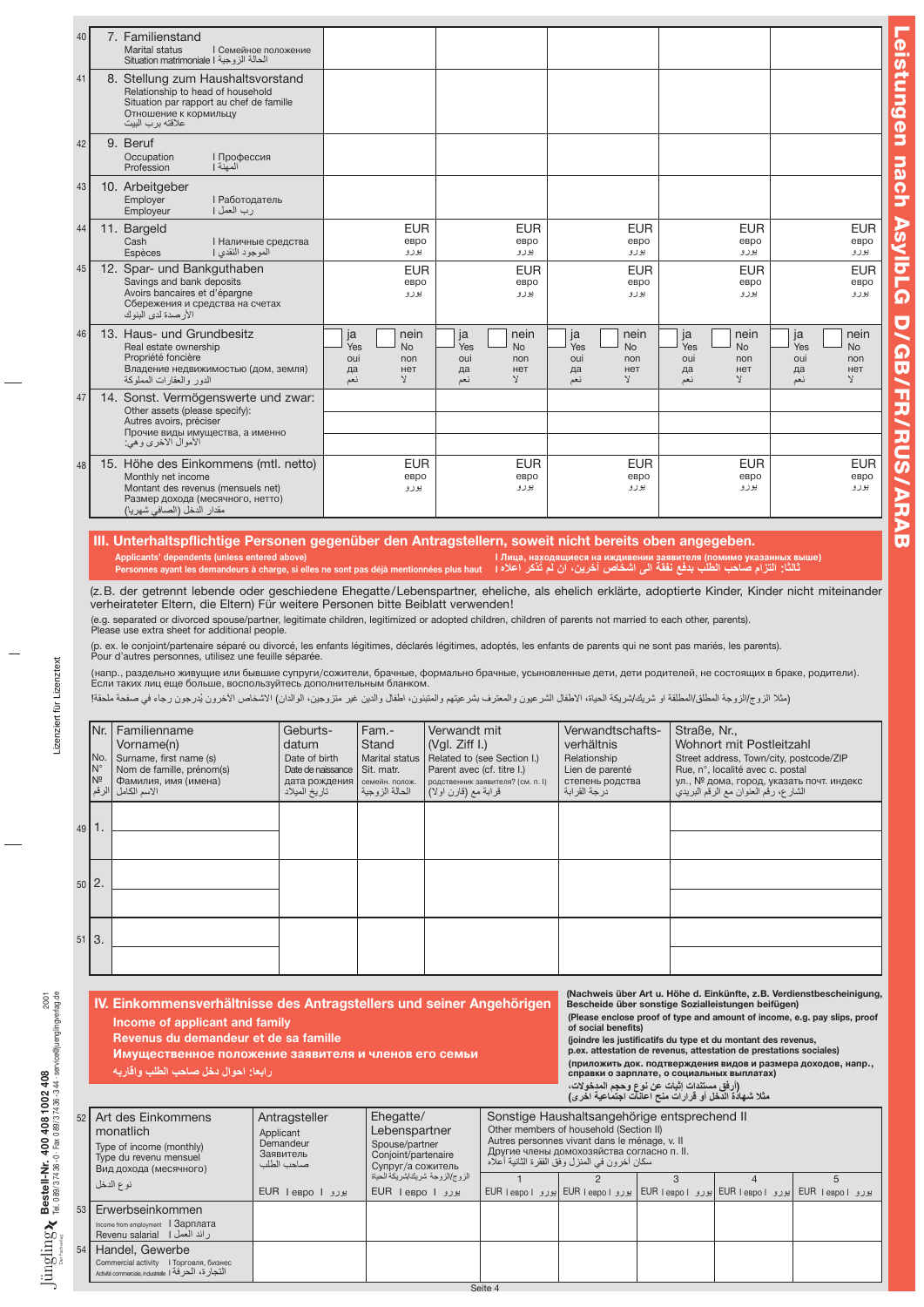| Nr. | Feld | | | | | |
|---|---|---|---|---|---|---|
| 40 | 7. Familienstand<br>Marital status I Семейное положение<br>Situation matrimoniale I الحالة الزوجية | | | | | |
| 41 | 8. Stellung zum Haushaltsvorstand<br>Relationship to head of household<br>Situation par rapport au chef de famille<br>Отношение к кормильцу<br>علاقته برب البيت | | | | | |
| 42 | 9. Beruf<br>Occupation I Профессия<br>Profession I المهنة | | | | | |
| 43 | 10. Arbeitgeber<br>Employer I Работодатель<br>Employeur I رب العمل | | | | | |
| 44 | 11. Bargeld<br>Cash I Наличные средства<br>Espèces I الموجود النقدي | EUR евро يورو | EUR евро يورو | EUR евро يورو | EUR евро يورو | EUR евро يورو |
| 45 | 12. Spar- und Bankguthaben<br>Savings and bank deposits<br>Avoirs bancaires et d'épargne<br>Сбережения и средства на счетах<br>الأرصدة لدى البنوك | EUR евро يورو | EUR евро يورو | EUR евро يورو | EUR евро يورو | EUR евро يورو |
| 46 | 13. Haus- und Grundbesitz<br>Real estate ownership<br>Propriété foncière<br>Владение недвижимостью (дом, земля)<br>الدور والعقارات المملوكة | ☐ ja Yes oui да نعم ☐ nein No non нет لا | ☐ ja Yes oui да نعم ☐ nein No non нет لا | ☐ ja Yes oui да نعم ☐ nein No non нет لا | ☐ ja Yes oui да نعم ☐ nein No non нет لا | ☐ ja Yes oui да نعم ☐ nein No non нет لا |
| 47 | 14. Sonst. Vermögenswerte und zwar:<br>Other assets (please specify):<br>Autres avoirs, préciser<br>Прочие виды имущества, а именно<br>الأموال الأخرى وهي: | | | | | |
| 48 | 15. Höhe des Einkommens (mtl. netto)<br>Monthly net income<br>Montant des revenus (mensuels net)<br>Размер дохода (месячного, нетто)<br>مقدار الدخل (الصافي شهريا) | EUR евро يورو | EUR евро يورو | EUR евро يورو | EUR евро يورو | EUR евро يورو |

## III. Unterhaltspflichtige Personen gegenüber den Antragstellern, soweit nicht bereits oben angegeben.

**Applicants' dependents (unless entered above)**
**Personnes ayant les demandeurs à charge, si elles ne sont pas déjà mentionnées plus haut**
**I Лица, находящиеся на иждивении заявителя (помимо указанных выше)**
**ثالثا: التزام صاحب الطلب بدفع نفقة الى اشخاص اخرين، ان لم تذكر اعلاه**

(z.B. der getrennt lebende oder geschiedene Ehegatte/Lebenspartner, eheliche, als ehelich erklärte, adoptierte Kinder, Kinder nicht miteinander verheirateter Eltern, die Eltern) Für weitere Personen bitte Beiblatt verwenden!

(e.g. separated or divorced spouse/partner, legitimate children, legitimized or adopted children, children of parents not married to each other, parents).
Please use extra sheet for additional people.

(p. ex. le conjoint/partenaire séparé ou divorcé, les enfants légitimes, déclarés légitimes, adoptés, les enfants de parents qui ne sont pas mariés, les parents).
Pour d'autres personnes, utilisez une feuille séparée.

(напр., раздельно живущие или бывшие супруги/сожители, брачные, формально брачные, усыновленные дети, дети родителей, не состоящих в браке, родители).
Если таких лиц еще больше, воспользуйтесь дополнительным бланком.

(مثلا الزوج/الزوجة المطلق/المطلقة او شريك/شريكة الحياة، الاطفال الشرعيون والمعترف بشرعيتهم والمتبنون، اطفال والدين غير متزوجين، الوالدان) الاشخاص الآخرون يُدرجون رجاء في صفحة ملحقة!

| | Nr.<br>No.<br>N°<br>№<br>الرقم | Familienname Vorname(n)<br>Surname, first name (s)<br>Nom de famille, prénom(s)<br>Фамилия, имя (имена)<br>الاسم الكامل | Geburts-datum<br>Date of birth<br>Date de naissance<br>дата рождения<br>تاريخ الميلاد | Fam.-Stand<br>Marital status<br>Sit. matr.<br>семейн. полож.<br>الحالة الزوجية | Verwandt mit (Vgl. Ziff I.)<br>Related to (see Section I.)<br>Parent avec (cf. titre I.)<br>родственник заявителя? (см. п. I)<br>قرابة مع (قارن اولا) | Verwandtschafts-verhältnis<br>Relationship<br>Lien de parenté<br>степень родства<br>درجة القرابة | Straße, Nr., Wohnort mit Postleitzahl<br>Street address, Town/city, postcode/ZIP<br>Rue, n°, localité avec c. postal<br>ул., № дома, город, указать почт. индекс<br>الشارع، رقم العنوان مع الرقم البريدي |
|---|---|---|---|---|---|---|---|
| 49 | 1. | | | | | | |
| 50 | 2. | | | | | | |
| 51 | 3. | | | | | | |

## IV. Einkommensverhältnisse des Antragstellers und seiner Angehörigen

**Income of applicant and family**
**Revenus du demandeur et de sa famille**
**Имущественное положение заявителя и членов его семьи**
**رابعا: احوال دخل صاحب الطلب واقاربه**

**(Nachweis über Art u. Höhe d. Einkünfte, z.B. Verdienstbescheinigung, Bescheide über sonstige Sozialleistungen beifügen)**
**(Please enclose proof of type and amount of income, e.g. pay slips, proof of social benefits)**
**(joindre les justificatifs du type et du montant des revenus, p.ex. attestation de revenus, attestation de prestations sociales)**
**(приложить док. подтверждения видов и размера доходов, напр., справки о зарплате, о социальных выплатах)**
**(أرفق مستندات إثبات عن نوع وحجم المدخولات، مثلا شهادة الدخل أو قرارات منح اعانات اجتماعية اخرى)**

| | Art des Einkommens monatlich<br>Type of income (monthly)<br>Type du revenu mensuel<br>Вид дохода (месячного)<br>نوع الدخل | Antragsteller<br>Applicant<br>Demandeur<br>Заявитель<br>صاحب الطلب<br>EUR I евро I يورو | Ehegatte/Lebenspartner<br>Spouse/partner<br>Conjoint/partenaire<br>Супруг/а сожитель<br>الزوج/الزوجة شريك/شريكة الحياة<br>EUR I евро I يورو | Sonstige Haushaltsangehörige entsprechend II<br>Other members of household (Section II)<br>Autres personnes vivant dans le ménage, v. II<br>Другие члены домохозяйства согласно п. II.<br>سكان آخرون في المنزل وفق الفقرة الثانية أعلاه<br>1<br>EUR I евро I يورو | 2<br>EUR I евро I يورو | 3<br>EUR I евро I يورو | 4<br>EUR I евро I يورو | 5<br>EUR I евро I يورو |
|---|---|---|---|---|---|---|---|---|
| 53 | Erwerbseinkommen<br>Income from employment I Зарплата<br>Revenu salarial I العمل دخل | | | | | | | |
| 54 | Handel, Gewerbe<br>Commercial activity I Торговля, бизнес<br>Activité commerciale, industrielle I التجارة، الحرفة | | | | | | | |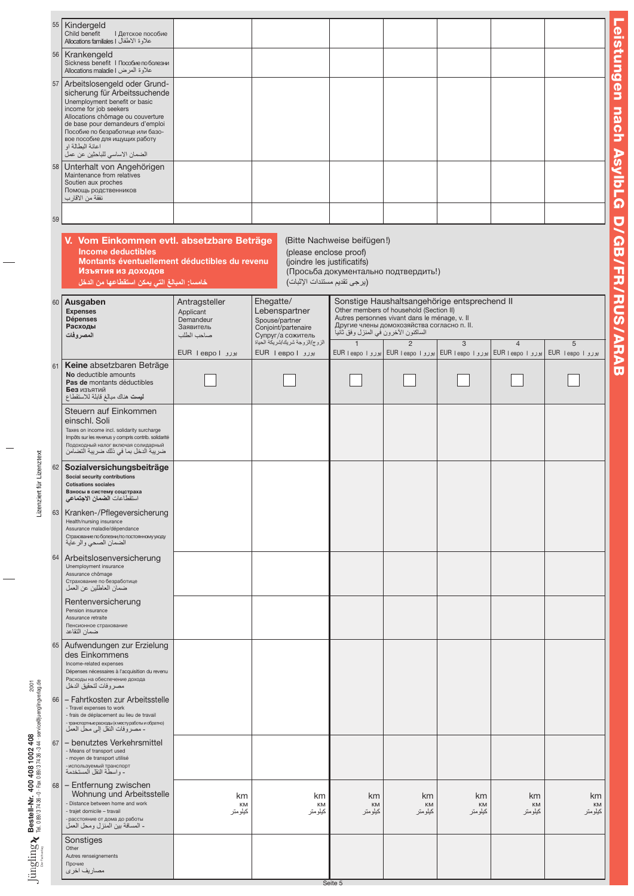| | | | | | | | |
|---|---|---|---|---|---|---|---|
| 55 **Kindergeld**<br>Child benefit I Детское пособие<br>Allocations familiales I علاوة الأطفال | | | | | | | |
| 56 **Krankengeld**<br>Sickness benefit I Пособие по болезни<br>Allocations maladie I علاوة المرض | | | | | | | |
| 57 **Arbeitslosengeld oder Grundsicherung für Arbeitssuchende**<br>Unemployment benefit or basic income for job seekers<br>Allocations chômage ou couverture de base pour demandeurs d'emploi<br>Пособие по безработице или базовое пособие для ищущих работу<br>اعانة البطالة او الضمان الاساسي للباحثين عن عمل | | | | | | | |
| 58 **Unterhalt von Angehörigen**<br>Maintenance from relatives<br>Soutien aux proches<br>Помощь родственников<br>نفقة من الاقارب | | | | | | | |
| 59 | | | | | | | |

## V. Vom Einkommen evtl. absetzbare Beträge

**Income deductibles**
**Montants éventuellement déductibles du revenu**
**Изъятия из доходов**
**خامسا: المبالغ التي يمكن استقطاعها من الدخل**

(Bitte Nachweise beifügen!)
(please enclose proof)
(joindre les justificatifs)
(Просьба документально подтвердить!)
(يرجى تقديم مستندات الإثبات)

| 60 **Ausgaben**<br>**Expenses**<br>**Dépenses**<br>**Расходы**<br>**المصروفات** | Antragsteller<br>Applicant<br>Demandeur<br>Заявитель<br>صاحب الطلب<br>EUR I евро I يورو | Ehegatte/Lebenspartner<br>Spouse/partner<br>Conjoint/partenaire<br>Супруг/а сожитель<br>الزوج/الزوجة شريك/شريكة الحياة<br>EUR I евро I يورو | Sonstige Haushaltsangehörige entsprechend II<br>Other members of household (Section II)<br>Autres personnes vivant dans le ménage, v. II<br>Другие члены домохозяйства согласно п. II.<br>الساكنون الآخرون في المنزل وفق ثانيا<br>1<br>EUR I евро I يورو | 2<br>EUR I евро I يورو | 3<br>EUR I евро I يورو | 4<br>EUR I евро I يورو | 5<br>EUR I евро I يورو |
|---|---|---|---|---|---|---|---|
| 61 **Keine** absetzbaren Beträge<br>**No** deductible amounts<br>**Pas de** montants déductibles<br>**Без** изъятий<br>**ليست** هناك مبالغ قابلة للاستقطاع | ☐ | ☐ | ☐ | ☐ | ☐ | ☐ | ☐ |
| Steuern auf Einkommen einschl. Soli<br>Taxes on income incl. solidarity surcharge<br>Impôts sur les revenus y compris contrib. solidarité<br>Подоходный налог включая солидарный<br>ضريبة الدخل بما في ذلك ضريبة التضامن | | | | | | | |
| 62 **Sozialversicherungsbeiträge**<br>**Social security contributions**<br>**Cotisations sociales**<br>**Взносы в систему соцстраха**<br>استقطاعات **الضمان الاجتماعي** | | | | | | | |
| 63 Kranken-/Pflegeversicherung<br>Health/nursing insurance<br>Assurance maladie/dépendance<br>Страхование по болезни/по постоянному уходу<br>الضمان الصحي و الرعاية | | | | | | | |
| 64 Arbeitslosenversicherung<br>Unemployment insurance<br>Assurance chômage<br>Страхование по безработице<br>ضمان العاطلين عن العمل | | | | | | | |
| Rentenversicherung<br>Pension insurance<br>Assurance retraite<br>Пенсионное страхование<br>ضمان التقاعد | | | | | | | |
| 65 Aufwendungen zur Erzielung des Einkommens<br>Income-related expenses<br>Dépenses nécessaires à l'acquisition du revenu<br>Расходы на обеспечение дохода<br>مصروفات لتحقيق الدخل | | | | | | | |
| 66 – Fahrtkosten zur Arbeitsstelle<br>- Travel expenses to work<br>- frais de déplacement au lieu de travail<br>- транспортные расходы (к месту работы и обратно)<br>- مصروفات النقل إلى محل العمل | | | | | | | |
| 67 – benutztes Verkehrsmittel<br>- Means of transport used<br>- moyen de transport utilisé<br>- используемый транспорт<br>- واسطة النقل المستخدمة | | | | | | | |
| 68 – Entfernung zwischen Wohnung und Arbeitsstelle<br>- Distance between home and work<br>- trajet domicile – travail<br>- расстояние от дома до работы<br>- المسافة بين المنزل ومحل العمل | km<br>КМ<br>كيلومتر | km<br>كيلومتر | km<br>КМ<br>كيلومتر | km<br>КМ<br>كيلومتر | km<br>КМ<br>كيلومتر | km<br>КМ<br>كيلومتر | km<br>КМ<br>كيلومتر |
| Sonstiges<br>Other<br>Autres renseignements<br>Прочие<br>مصاريف اخرى | | | | | | | |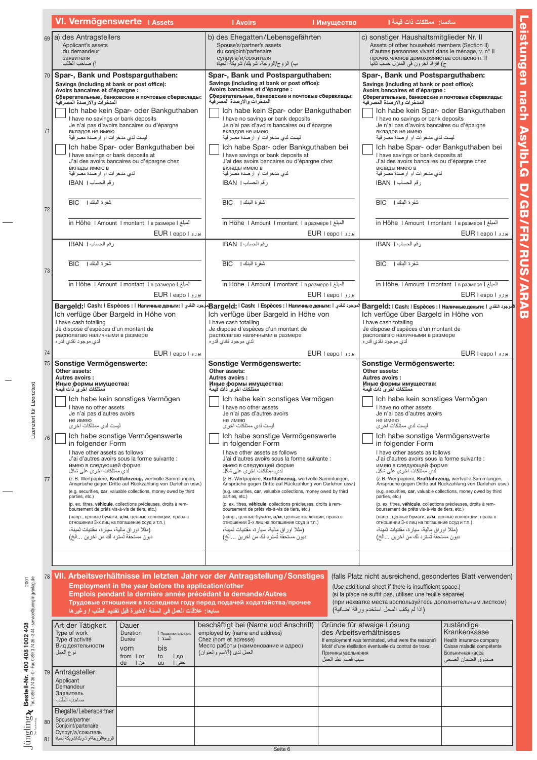## VI. Vermögenswerte | Assets | Avoirs | Имущество | سادساً: ممتلكات ذات قيمة

| 69 | a) des Antragstellers<br>Applicant's assets<br>du demandeur<br>заявителя<br>أ) صاحب الطلب | b) des Ehegatten/Lebensgefährten<br>Spouse's/partner's assets<br>du conjoint/partenaire<br>супруга/и/сожителя<br>ب) الزوج/الزوجة، شريك/شريكة الحياة | c) sonstiger Haushaltsmitglieder Nr. II<br>Assets of other household members (Section II)<br>d'autres personnes vivant dans le ménage, v. n° II<br>прочих членов домохозяйства согласно п. II<br>ج) أفراد آخرون في المنزل حسب ثانيا |
|---|---|---|---|
| 70 | **Spar-, Bank und Postspargut­haben:**<br>**Savings (including at bank or post office):**<br>**Avoirs bancaires et d'épargne :**<br>**Сберегательные, банковские и почтовые сбережения:**<br>**المدخرات والارصدة المصرفية** | **Spar-, Bank und Postspargut­haben:**<br>**Savings (including at bank or post office):**<br>**Avoirs bancaires et d'épargne :**<br>**Сберегательные, банковские и почтовые сбережения:**<br>**المدخرات والارصدة المصرفية** | **Spar-, Bank und Postspargut­haben:**<br>**Savings (including at bank or post office):**<br>**Avoirs bancaires et d'épargne :**<br>**Сберегательные, банковские и почтовые сбережения:**<br>**المدخرات والارصدة المصرفية** |
| 71 | ☐ Ich habe kein Spar- oder Bankguthaben<br>I have no savings or bank deposits<br>Je n'ai pas d'avoirs bancaires ou d'épargne<br>вкладов не имею<br>ليست لدي مدخرات او ارصدة مصرفية<br>☐ Ich habe Spar- oder Bankguthaben bei<br>I have savings or bank deposits at<br>J'ai des avoirs bancaires ou d'épargne chez<br>вклады имею в<br>لدي مدخرات او ارصدة مصرفية | ☐ Ich habe kein Spar- oder Bankguthaben<br>I have no savings or bank deposits<br>Je n'ai pas d'avoirs bancaires ou d'épargne<br>вкладов не имею<br>ليست لدي مدخرات او ارصدة مصرفية<br>☐ Ich habe Spar- oder Bankguthaben bei<br>I have savings or bank deposits at<br>J'ai des avoirs bancaires ou d'épargne chez<br>вклады имею в<br>لدي مدخرات او ارصدة مصرفية | ☐ Ich habe kein Spar- oder Bankguthaben<br>I have no savings or bank deposits<br>Je n'ai pas d'avoirs bancaires ou d'épargne<br>вкладов не имею<br>ليست لدي مدخرات او ارصدة مصرفية<br>☐ Ich habe Spar- oder Bankguthaben bei<br>I have savings or bank deposits at<br>J'ai des avoirs bancaires ou d'épargne chez<br>вклады имею в<br>لدي مدخرات او ارصدة مصرفية |
| 72 | IBAN \| رقم الحساب<br>BIC \| شفرة البنك<br>in Höhe \| Amount \| montant \| в размере \| المبلغ<br>EUR \| евро \| يورو | IBAN \| رقم الحساب<br>BIC \| شفرة البنك<br>in Höhe \| Amount \| montant \| в размере \| المبلغ<br>EUR \| евро \| يورو | IBAN \| رقم الحساب<br>BIC \| شفرة البنك<br>in Höhe \| Amount \| montant \| в размере \| المبلغ<br>EUR \| евро \| يورو |
| 73 | IBAN \| رقم الحساب<br>BIC \| شفرة البنك<br>in Höhe \| Amount \| montant \| в размере \| المبلغ<br>EUR \| евро \| يورو | IBAN \| رقم الحساب<br>BIC \| شفرة البنك<br>in Höhe \| Amount \| montant \| в размере \| المبلغ<br>EUR \| евро \| يورو | IBAN \| رقم الحساب<br>BIC \| شفرة البنك<br>in Höhe \| Amount \| montant \| в размере \| المبلغ<br>EUR \| евро \| يورو |
| 74 | **Bargeld:** \| **Cash:** \| **Espèces :** \| **Наличные деньги:** \| **الموجود النقدي**<br>Ich verfüge über Bargeld in Höhe von<br>I have cash totalling<br>Je dispose d'espèces d'un montant de<br>располагаю наличными в размере<br>لدي موجود نقدي قدره<br>EUR \| евро \| يورو | **Bargeld:** \| **Cash:** \| **Espèces :** \| **Наличные деньги:** \| **الموجود النقدي**<br>Ich verfüge über Bargeld in Höhe von<br>I have cash totalling<br>Je dispose d'espèces d'un montant de<br>располагаю наличными в размере<br>لدي موجود نقدي قدره<br>EUR \| евро \| يورو | **Bargeld:** \| **Cash:** \| **Espèces :** \| **Наличные деньги:** \| **الموجود النقدي**<br>Ich verfüge über Bargeld in Höhe von<br>I have cash totalling<br>Je dispose d'espèces d'un montant de<br>располагаю наличными в размере<br>لدي موجود نقدي قدره<br>EUR \| евро \| يورو |
| 75 | **Sonstige Vermögenswerte:**<br>**Other assets:**<br>**Autres avoirs :**<br>**Иные формы имущества:**<br>**ممتلكات اخرى ذات قيمة** | **Sonstige Vermögenswerte:**<br>**Other assets:**<br>**Autres avoirs :**<br>**Иные формы имущества:**<br>**ممتلكات اخرى ذات قيمة** | **Sonstige Vermögenswerte:**<br>**Other assets:**<br>**Autres avoirs :**<br>**Иные формы имущества:**<br>**ممتلكات اخرى ذات قيمة** |
| 76 | ☐ Ich habe kein sonstiges Vermögen<br>I have no other assets<br>Je n'ai pas d'autres avoirs<br>не имею<br>ليست لدي ممتلكات اخرى<br>☐ Ich habe sonstige Vermögenswerte in folgender Form<br>I have other assets as follows<br>J'ai d'autres avoirs sous la forme suivante :<br>имею в следующей форме<br>لدي ممتلكات اخرى على شكل | ☐ Ich habe kein sonstiges Vermögen<br>I have no other assets<br>Je n'ai pas d'autres avoirs<br>не имею<br>ليست لدي ممتلكات اخرى<br>☐ Ich habe sonstige Vermögenswerte in folgender Form<br>I have other assets as follows<br>J'ai d'autres avoirs sous la forme suivante :<br>имею в следующей форме<br>لدي ممتلكات اخرى على شكل | ☐ Ich habe kein sonstiges Vermögen<br>I have no other assets<br>Je n'ai pas d'autres avoirs<br>не имею<br>ليست لدي ممتلكات اخرى<br>☐ Ich habe sonstige Vermögenswerte in folgender Form<br>I have other assets as follows<br>J'ai d'autres avoirs sous la forme suivante :<br>имею в следующей форме<br>لدي ممتلكات اخرى على شكل |
| 77 | (z.B. Wertpapiere, **Kraftfahrzeug**, wertvolle Sammlungen, Ansprüche gegen Dritte auf Rückzahlung von Darlehen usw.)<br>(e.g. securities, **car**, valuable collections, money owed by third parties, etc.)<br>(p. ex. titres, **véhicule**, collections précieuses, droits à remboursement de prêts vis-à-vis de tiers, etc.)<br>(напр., ценные бумаги, **а/м**, ценные коллекции, права в отношении 3-х лиц на погашение ссуд и т.п.)<br>(مثلا اوراق مالية، سيارة، مقتنيات ثمينة، ديون مستحقة تُسترد لك من آخرين ...الخ) | (z.B. Wertpapiere, **Kraftfahrzeug**, wertvolle Sammlungen, Ansprüche gegen Dritte auf Rückzahlung von Darlehen usw.)<br>(e.g. securities, **car**, valuable collections, money owed by third parties, etc.)<br>(p. ex. titres, **véhicule**, collections précieuses, droits à remboursement de prêts vis-à-vis de tiers, etc.)<br>(напр., ценные бумаги, **а/м**, ценные коллекции, права в отношении 3-х лиц на погашение ссуд и т.п.)<br>(مثلا اوراق مالية، سيارة، مقتنيات ثمينة، ديون مستحقة تُسترد لك من آخرين ...الخ) | (z.B. Wertpapiere, **Kraftfahrzeug**, wertvolle Sammlungen, Ansprüche gegen Dritte auf Rückzahlung von Darlehen usw.)<br>(e.g. securities, **car**, valuable collections, money owed by third parties, etc.)<br>(p. ex. titres, **véhicule**, collections précieuses, droits à remboursement de prêts vis-à-vis de tiers, etc.)<br>(напр., ценные бумаги, **а/м**, ценные коллекции, права в отношении 3-х лиц на погашение ссуд и т.п.)<br>(مثلا اوراق مالية، سيارة، مقتنيات ثمينة، ديون مستحقة تُسترد لك من آخرين ...الخ) |
| | | | |

## 78 VII. Arbeitsverhältnisse im letzten Jahr vor der Antragstellung/Sonstiges

**Employment in the year before the application/other**
**Emplois pendant la dernière année précédant la demande/Autres**
**Трудовые отношения в последнем году перед подачей ходатайства/прочее**
**سابعا: علاقات العمل في السنة الاخيرة قبل تقديم الطلب / غيرها**

(falls Platz nicht ausreichend, gesondertes Blatt verwenden)
(Use additional sheet if there is insufficient space.)
(si la place ne suffit pas, utilisez une feuille séparée)
(при нехватке места воспользуйтесь дополнительным листком)
(اذا لم يكف المحل استخدم ورقة اضافية)

| | Art der Tätigkeit<br>Type of work<br>Type d'activité<br>Вид деятельности<br>نوع العمل | Dauer \| Продолжительность \| المدة<br>Duration<br>Durée<br>vom \| from \| от \| du \| من<br>bis \| to \| до \| au \| حتى | beschäftigt bei (Name und Anschrift)<br>employed by (name and address)<br>Chez (nom et adresse)<br>Место работы (наименование и адрес)<br>العمل لدى (الاسم والعنوان) | Gründe für etwaige Lösung des Arbeitsverhältnisses<br>If employment was terminated, what were the reasons?<br>Motif d'une résiliation éventuelle du contrat de travail<br>Причины увольнения<br>سبب فصم عقد العمل | zuständige Krankenkasse<br>Health insurance company<br>Caisse maladie compétente<br>Больничная касса<br>صندوق الضمان الصحي |
|---|---|---|---|---|---|
| 79 | Antragsteller<br>Applicant<br>Demandeur<br>Заявитель<br>صاحب الطلب | | | | |
| 80/81 | Ehegatte/Lebenspartner<br>Spouse/partner<br>Conjoint/partenaire<br>Супруг/а/сожитель<br>الزوج/الزوجة وشريك/شريكة الحياة | | | | |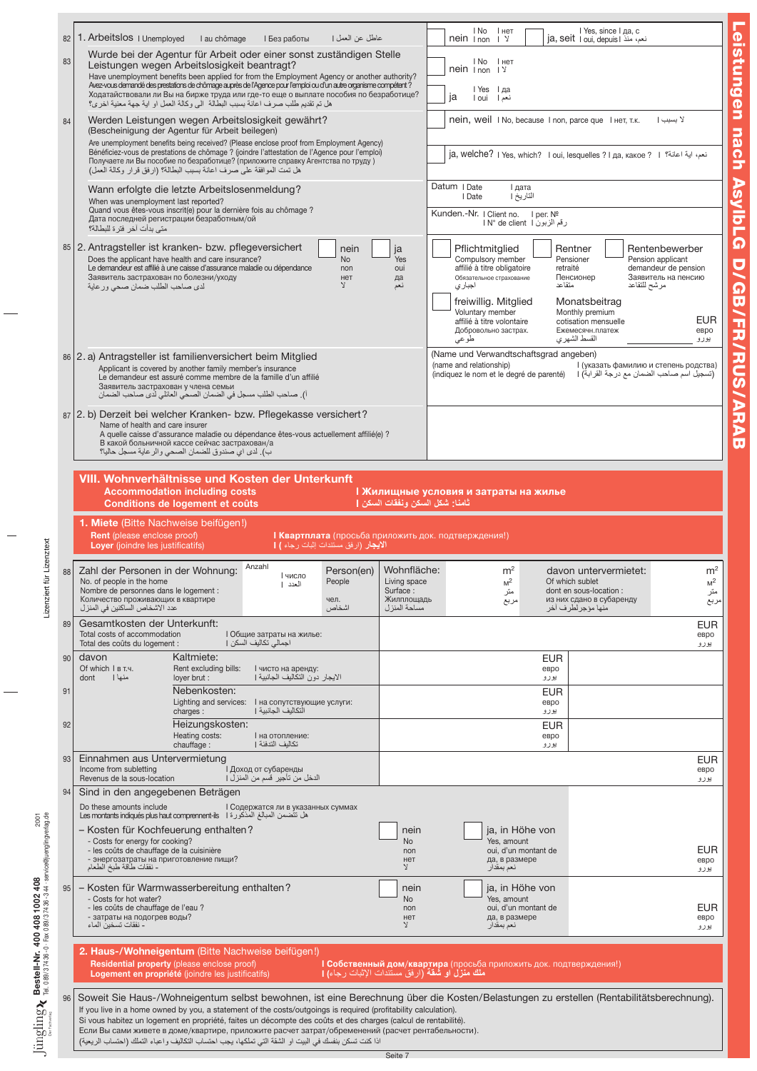| | | |
|---|---|---|
| 82 | 1. Arbeitslos I Unemployed I au chômage I Без работы I عاطل عن العمل | nein I No I non I нет I لا — ja, seit I Yes, since I oui, depuis I да, с نعم، منذ I |
| 83 | Wurde bei der Agentur für Arbeit oder einer sonst zuständigen Stelle Leistungen wegen Arbeitslosigkeit beantragt? Have unemployment benefits been applied for from the Employment Agency or another authority? Avez-vous demandé des prestations de chômage auprès de l'Agence pour l'emploi ou d'un autre organisme compétent ? Ходатайствовали ли Вы на бирже труда или где-то еще о выплате пособия по безработице? هل تم تقديم طلب صرف اعانة بسبب البطالة الى وكالة العمل او اية جهة معنية اخرى؟ | nein I No I non I нет I لا<br>ja I Yes I oui I да I نعم |
| 84 | Werden Leistungen wegen Arbeitslosigkeit gewährt? (Bescheinigung der Agentur für Arbeit beilegen) Are unemployment benefits being received? (Please enclose proof from Employment Agency) Bénéficiez-vous de prestations de chômage ? (joindre l'attestation de l'Agence pour l'emploi) Получаете ли Вы пособие по безработице? (приложите справку Агентства по труду ) هل تمت الموافقة على صرف اعانة بسبب البطالة؟ (ارفق قرار وكالة العمل) | nein, weil I No, because I non, parce que I нет, т.к. I لا بسبب<br>ja, welche? I Yes, which? I oui, lesquelles ? I да, какое ? I نعم، اية اعانة؟ |
| | Wann erfolgte die letzte Arbeitslosenmeldung? When was unemployment last reported? Quand vous êtes-vous inscrit(e) pour la dernière fois au chômage ? Дата последней регистрации безработным/ой متى بدأت آخر فترة للبطالة؟ | Datum I Date I Date I дата I التاريخ<br>Kunden.-Nr. I Client no. I N° de client I per. № I رقم الزبون |
| 85 | 2. Antragsteller ist kranken- bzw. pflegeversichert — Does the applicant have health and care insurance? Le demandeur est affilié à une caisse d'assurance maladie ou dépendance Заявитель застрахован по болезни/уходу لدى صاحب الطلب ضمان صحي ورعاية — nein / No / non / нет / لا — ja / Yes / oui / да / نعم | Pflichtmitglied / Compulsory member / affilié à titre obligatoire / Обязательное страхование / اجباري — Rentner / Pensioner / retraité / Пенсионер / متقاعد — Rentenbewerber / Pension applicant / demandeur de pension / Заявитель на пенсию / مرشح للتقاعد<br>freiwillig. Mitglied / Voluntary member / affilié à titre volontaire / Добровольно застрах. / طوعي — Monatsbeitrag / Monthly premium / cotisation mensuelle / Ежемесячн.платеж / القسط الشهري — EUR / евро / يورو |
| 86 | 2. a) Antragsteller ist familienversichert beim Mitglied — Applicant is covered by another family member's insurance / Le demandeur est assuré comme membre de la famille d'un affilié / Заявитель застрахован у члена семьи / أ). صاحب الطلب مسجل في الضمان الصحي العائلي لدى صاحب الضمان | (Name und Verwandtschaftsgrad angeben) (name and relationship) (indiquez le nom et le degré de parenté) I (указать фамилию и степень родства) I (تسجيل اسم صاحب الضمان مع درجة القرابة) |
| 87 | 2. b) Derzeit bei welcher Kranken- bzw. Pflegekasse versichert? — Name of health and care insurer / A quelle caisse d'assurance maladie ou dépendance êtes-vous actuellement affilié(e) ? / В какой больничной кассе сейчас застрахован/а / ب). لدى اي صندوق للضمان الصحي والرعاية مسجل حاليا؟ | |

## VIII. Wohnverhältnisse und Kosten der Unterkunft

**Accommodation including costs** I **Жилищные условия и затраты на жилье**
**Conditions de logement et coûts** I **ثامنا: شكل السكن ونفقات السكن**

### 1. Miete (Bitte Nachweise beifügen!)

**Rent** (please enclose proof) I **Квартплата** (просьба приложить док. подтверждения!)
**Loyer** (joindre les justificatifs) I **الايجار** (ارفق مستندات اثبات رجاء )

| | | | |
|---|---|---|---|
| 88 | Zahl der Personen in der Wohnung: No. of people in the home / Nombre de personnes dans le logement : / Количество проживающих в квартире / عدد الاشخاص الساكنين في المنزل — Anzahl I число I العدد — Person(en) / People / чел. / اشخاص | Wohnfläche: Living space / Surface : / Жилплощадь / مساحة المنزل — m² / м² / متر مربع | davon untervermietet: Of which sublet / dont en sous-location : / из них сдано в субаренду / منها مؤجر لطرف اخر — m² / м² / متر مربع |
| 89 | Gesamtkosten der Unterkunft: Total costs of accommodation I Общие затраты на жилье: / Total des coûts du logement : I اجمالي تكاليف السكن | | EUR / евро / يورو |
| 90 | davon / Of which I в т.ч. / dont I منها — Kaltmiete: Rent excluding bills: I чисто на аренду: / loyer brut : I الايجار دون التكاليف الجانبية | EUR / евро / يورو | |
| 91 | Nebenkosten: Lighting and services: I на сопутствующие услуги: / charges : I التكاليف الجانبية | EUR / евро / يورو | |
| 92 | Heizungskosten: Heating costs: I на отопление: / chauffage : I تكاليف التدفئة | EUR / евро / يورو | |
| 93 | Einnahmen aus Untervermietung — Income from subletting I Доход от субаренды / Revenus de la sous-location I الدخل من تأجير قسم من المنزل | | EUR / евро / يورو |
| 94 | Sind in den angegebenen Beträgen — Do these amounts include I Содержатся ли в указанных суммах / Les montants indiqués plus haut comprennent-ils I هل تتضمن المبالغ المذكورة<br>– Kosten für Kochfeuerung enthalten? - Costs for energy for cooking? - les coûts de chauffage de la cuisinière - энергозатраты на приготовление пищи? - نفقات طاقة طبخ الطعام | nein / No / non / нет / لا | ja, in Höhe von / Yes, amount / oui, d'un montant de / да, в размере / نعم بمقدار — EUR / евро / يورو |
| 95 | – Kosten für Warmwasserbereitung enthalten? - Costs for hot water? - les coûts de chauffage de l'eau ? - затраты на подогрев воды? - نفقات تسخين الماء | nein / No / non / нет / لا | ja, in Höhe von / Yes, amount / oui, d'un montant de / да, в размере / نعم بمقدار — EUR / евро / يورو |

### 2. Haus-/Wohneigentum (Bitte Nachweise beifügen!)

**Residential property** (please enclose proof) I **Собственный дом/квартира** (просьба приложить док. подтверждения!)
**Logement en propriété** (joindre les justificatifs) I **ملك منزل او شقة** (ارفق مستندات الإثبات رجاء)

96 Soweit Sie Haus-/Wohneigentum selbst bewohnen, ist eine Berechnung über die Kosten/Belastungen zu erstellen (Rentabilitätsberechnung).
If you live in a home owned by you, a statement of the costs/outgoings is required (profitability calculation).
Si vous habitez un logement en propriété, faites un décompte des coûts et des charges (calcul de rentabilité).
Если Вы сами живете в доме/квартире, приложите расчет затрат/обременений (расчет рентабельности).
اذا كنت تسكن بنفسك في البيت او الشقة التي تملكها، يجب احتساب التكاليف واعباء التملك (احتساب الربحية)

Leistungen nach AsylbLG D/GB/FR/RUS/ARAB

Lizenziert für Lizenztext

Jüngling Bestell-Nr. 400 408 1002 408 Tel. 089/37436-0 · Fax 089/37436-344 · service@juenglingverlag.de 2001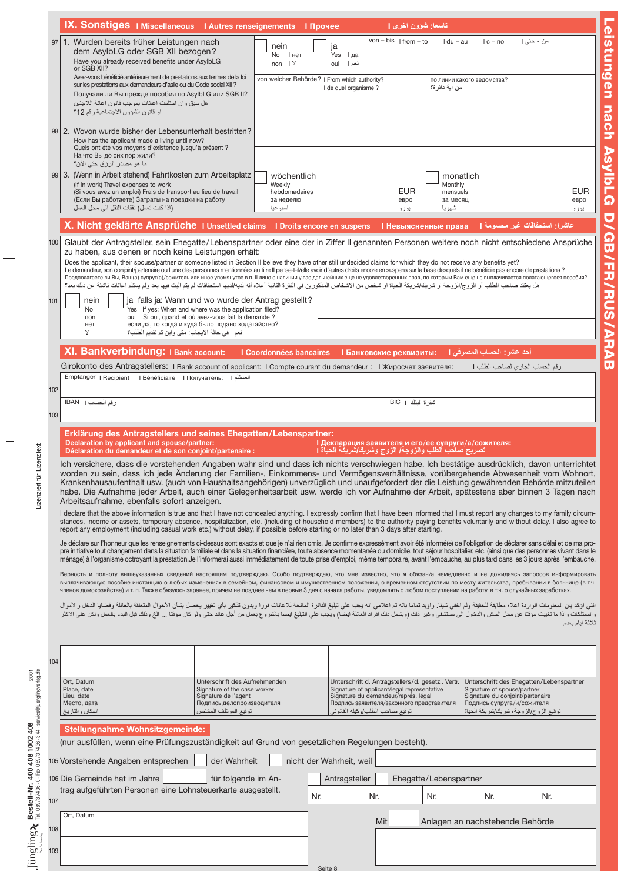## IX. Sonstiges | Miscellaneous | Autres renseignements | Прочее | تاسعا: شؤون اخرى

97 1. Wurden bereits früher Leistungen nach dem AsylbLG oder SGB XII bezogen?
Have you already received benefits under AsylbLG or SGB XII?
Avez-vous bénéficié antérieurement de prestations aux termes de la loi sur les prestations aux demandeurs d'asile ou du Code social XII ?
Получали ли Вы прежде пособия по AsylbLG или SGB II?
هل سبق وان استلمت اعانات بموجب قانون اعانة اللاجئين او قانون الشؤون الاجتماعية رقم 12؟

☐ nein | No | нет | non | لا
☐ ja | Yes | да | oui | نعم

von – bis | from – to | du – au | с – по | من - حتى

von welcher Behörde? | From which authority? | de quel organisme ? | по линии какого ведомства? | من اية دائرة؟

98 2. Wovon wurde bisher der Lebensunterhalt bestritten?
How has the applicant made a living until now?
Quels ont été vos moyens d'existence jusqu'à présent ?
На что Вы до сих пор жили?
ما هو مصدر الرزق حتى الآن؟

99 3. (Wenn in Arbeit stehend) Fahrtkosten zum Arbeitsplatz
(If in work) Travel expenses to work
(Si vous avez un emploi) Frais de transport au lieu de travail
(Если Вы работаете) Затраты на поездки на работу
(اذا كنت تعمل) نفقات النقل الى محل العمل

wöchentlich | Weekly | hebdomadaires | за неделю | اسبوعيا — EUR | евро | يورو
☐ monatlich | Monthly | mensuels | за месяц | شهريا — EUR | евро | يورو

## X. Nicht geklärte Ansprüche | Unsettled claims | Droits encore en suspens | Невыясненные права | عاشرا: استحقاقات غير محسومة

100 Glaubt der Antragsteller, sein Ehegatte/Lebenspartner oder eine der in Ziffer II genannten Personen weitere noch nicht entschiedene Ansprüche zu haben, aus denen er noch keine Leistungen erhält:
Does the applicant, their spouse/partner or someone listed in Section II believe they have other still undecided claims for which they do not receive any benefits yet?
Le demandeur, son conjoint/partenaire ou l'une des personnes mentionnées au titre II pense-t-il/elle avoir d'autres droits encore en suspens sur la base desquels il ne bénéficie pas encore de prestations ?
Предполагаете ли Вы, Ваш(а) супруг(а)/сожитель или иное упомянутое в п. II лицо о наличии у вас дальнейших еще не удовлетворенных прав, по которым Вам еще не выплачивается полагающееся пособия?
هل يعتقد صاحب الطلب أو الزوج/الزوجة او شريك/شريكة الحياة او شخص من الاشخاص المذكورين في الفقرة الثانية أعلاه أنه لديه/لديها استحقاقات لم يتم البت فيها بعد ولم يستلم اعانات ناشئة عن ذلك بعد؟

101 ☐ nein | No | non | нет | لا
☐ ja falls ja: Wann und wo wurde der Antrag gestellt?
Yes If yes: When and where was the application filed?
oui Si oui, quand et où avez-vous fait la demande ?
если да, то когда и куда было подано ходатайство?
نعم في حالة الايجاب: متى واين تم تقديم الطلب؟

## XI. Bankverbindung: | Bank account: | Coordonnées bancaires | Банковские реквизиты: | أحد عشر: الحساب المصرفي

Girokonto des Antragstellers: | Bank account of applicant: | Compte courant du demandeur : | Жиросчет заявителя: | رقم الحساب الجاري لصاحب الطلب

102 Empfänger | Recipient | Bénéficiaire | Получатель: | المستلم

103 IBAN | رقم الحساب | BIC | شفرة البنك

## Erklärung des Antragstellers und seines Ehegatten/Lebenspartner:
**Declaration by applicant and spouse/partner:**
**Déclaration du demandeur et de son conjoint/partenaire :**
**Декларация заявителя и его/ее супруги/а/сожителя:**
**تصريح صاحب الطلب والزوجة/ الزوج وشريك/شريكة الحياة**

Ich versichere, dass die vorstehenden Angaben wahr sind und dass ich nichts verschwiegen habe. Ich bestätige ausdrücklich, davon unterrichtet worden zu sein, dass ich jede Änderung der Familien-, Einkommens- und Vermögensverhältnisse, vorübergehende Abwesenheit vom Wohnort, Krankenhausaufenthalt usw. (auch von Haushaltsangehörigen) unverzüglich und unaufgefordert der die Leistung gewährenden Behörde mitzuteilen habe. Die Aufnahme jeder Arbeit, auch einer Gelegenheitsarbeit usw. werde ich vor Aufnahme der Arbeit, spätestens aber binnen 3 Tagen nach Arbeitsaufnahme, ebenfalls sofort anzeigen.

I declare that the above information is true and that I have not concealed anything. I expressly confirm that I have been informed that I must report any changes to my family circumstances, income or assets, temporary absence, hospitalization, etc. (including of household members) to the authority paying benefits voluntarily and without delay. I also agree to report any employment (including casual work etc.) without delay, if possible before starting or no later than 3 days after starting.

Je déclare sur l'honneur que les renseignements ci-dessus sont exacts et que je n'ai rien omis. Je confirme expressément avoir été informé(e) de l'obligation de déclarer sans délai et de ma propre initiative tout changement dans la situation familiale et dans la situation financière, toute absence momentanée du domicile, tout séjour hospitalier, etc. (ainsi que des personnes vivant dans le ménage) à l'organisme octroyant la prestation.Je l'informerai aussi immédiatement de toute prise d'emploi, même temporaire, avant l'embauche, au plus tard dans les 3 jours après l'embauche.

Верность и полноту вышеуказанных сведений настоящим подтверждаю. Особо подтверждаю, что мне известно, что я обязан/а немедленно и не дожидаясь запросов информировать выплачивающую пособие инстанцию о любых изменениях в семейном, финансовом и имущественном положении, о временном отсутствии по месту жительства, пребывании в больнице (в т.ч. членов домохозяйства) и т. п. Также обязуюсь заранее, причем не позднее чем в первые 3 дня с начала работы, уведомлять о любом поступлении на работу, в т.ч. о случайных заработках.

انني اوكد بان المعلومات الواردة اعلاه مطابقة للحقيقة ولم اخفي شيئا. واويد تماما بانه تم اعلامي انه يجب على تبليغ الدائرة المانحة للاعانات فورا وبدون تذكير بأي تغيير يحصل بشأن الأحوال المتعلقة بالعائلة وقضايا الدخل والأموال والممتلكات واذا ما تغيبت موقتا عن محل السكن والدخول الى مستشفى وغير ذلك (ويشمل ذلك افراد العائلة ايضا) ويجب علي التبليغ ايضا بالشروع بعمل من أجل عائد حتى ولو كان موقتا ... الخ وذلك قبل البدء بالعمل ولكن على الاكثر ثلاثة ايام بعده.

104

| Ort, Datum | Unterschrift des Aufnehmenden | Unterschrift d. Antragstellers/d. gesetzl. Vertr. | Unterschrift des Ehegatten/Lebenspartner |
|---|---|---|---|
| Place, date | Signature of the case worker | Signature of applicant/legal representative | Signature of spouse/partner |
| Lieu, date | Signature de l'agent | Signature du demandeur/représ. légal | Signature du conjoint/partenaire |
| Место, дата | Подпись делопроизводителя | Подпись заявителя/законного представителя | Подпись супруга/и/сожителя |
| المكان والتاريخ | توقيع الموظف المختص | توقيع صاحب الطلب/وكيله القانوني | توقيع الزوج/الزوجة، شريك/شريكة الحياة |

## Stellungnahme Wohnsitzgemeinde:

(nur ausfüllen, wenn eine Prüfungszuständigkeit auf Grund von gesetzlichen Regelungen besteht).

105 Vorstehende Angaben entsprechen ☐ der Wahrheit ☐ nicht der Wahrheit, weil

106 Die Gemeinde hat im Jahre ______ für folgende im Antrag aufgeführten Personen eine Lohnsteuerkarte ausgestellt. ☐ Antragsteller ☐ Ehegatte/Lebenspartner

107 Nr. | Nr. | Nr. | Nr. | Nr.

108 Ort, Datum — Mit ______ Anlagen an nachstehende Behörde

109